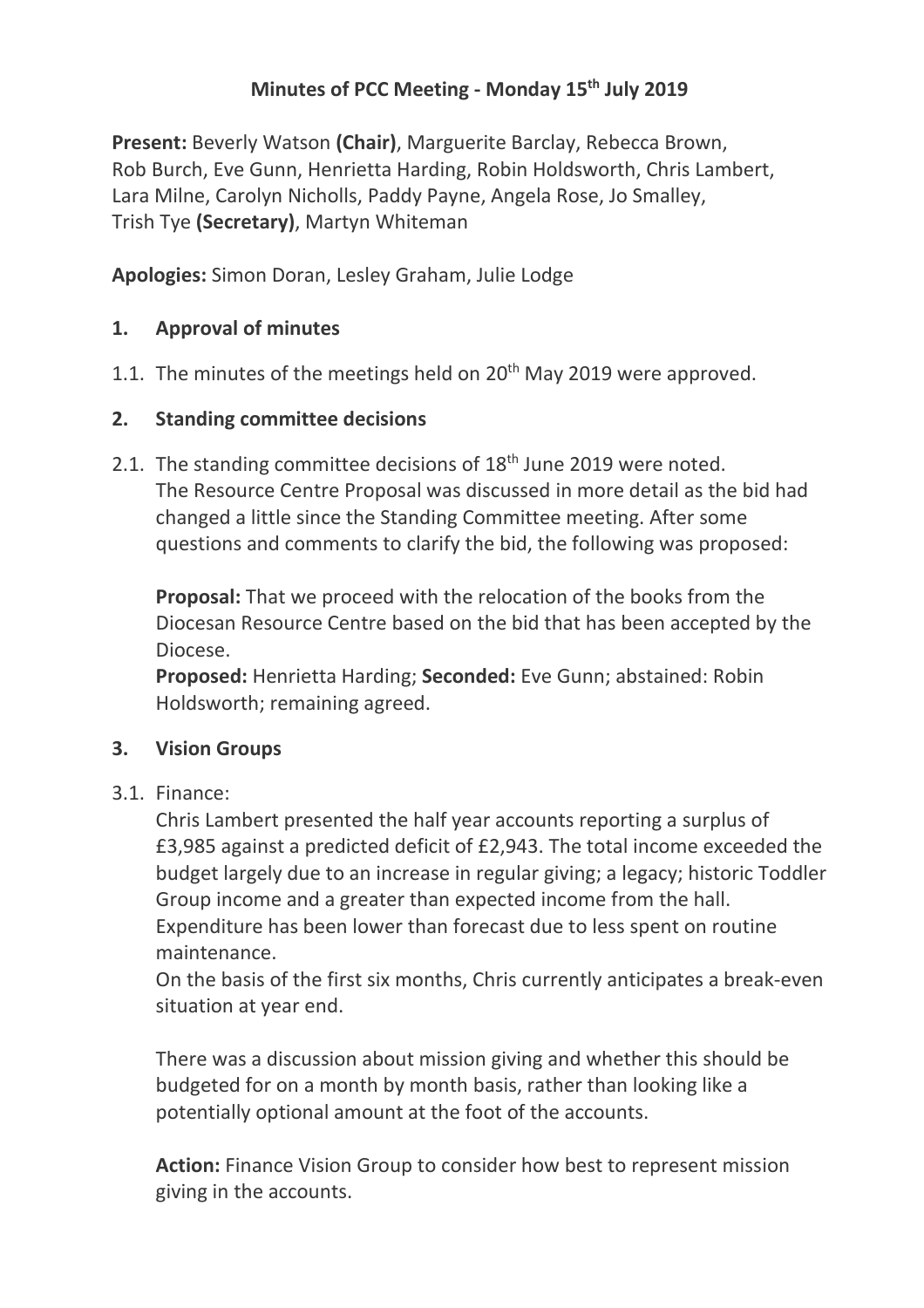# Minutes of PCC Meeting - Monday 15th July 2019

**Present:** Beverly Watson **(Chair)**, Marguerite Barclay, Rebecca Brown, Rob Burch, Eve Gunn, Henrietta Harding, Robin Holdsworth, Chris Lambert, Lara Milne, Carolyn Nicholls, Paddy Payne, Angela Rose, Jo Smalley, Trish Tye **(Secretary)**, Martyn Whiteman

**Apologies:** Simon Doran, Lesley Graham, Julie Lodge

## 1. Approval of minutes

1.1. The minutes of the meetings held on 20th May 2019 were approved.

## 2. Standing committee decisions

2.1. The standing committee decisions of 18th June 2019 were noted. The Resource Centre Proposal was discussed in more detail as the bid had changed a little since the Standing Committee meeting. After some questions and comments to clarify the bid, the following was proposed:

**Proposal:** That we proceed with the relocation of the books from the Diocesan Resource Centre based on the bid that has been accepted by the Diocese.
**Proposed:** Henrietta Harding; **Seconded:** Eve Gunn; abstained: Robin Holdsworth; remaining agreed.

## 3. Vision Groups

3.1. Finance:

Chris Lambert presented the half year accounts reporting a surplus of £3,985 against a predicted deficit of £2,943. The total income exceeded the budget largely due to an increase in regular giving; a legacy; historic Toddler Group income and a greater than expected income from the hall. Expenditure has been lower than forecast due to less spent on routine maintenance.
On the basis of the first six months, Chris currently anticipates a break-even situation at year end.

There was a discussion about mission giving and whether this should be budgeted for on a month by month basis, rather than looking like a potentially optional amount at the foot of the accounts.

**Action:** Finance Vision Group to consider how best to represent mission giving in the accounts.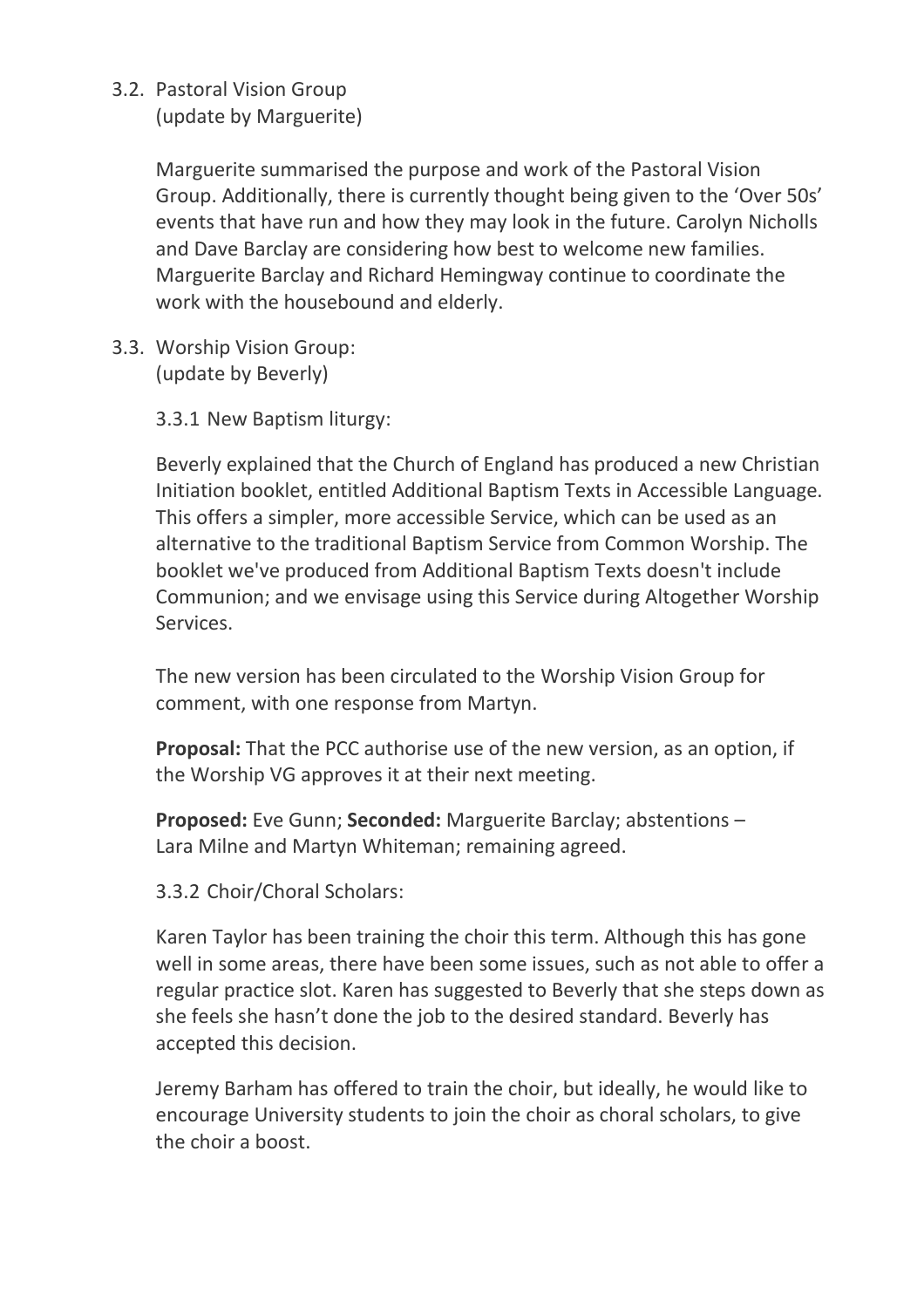3.2. Pastoral Vision Group
(update by Marguerite)

Marguerite summarised the purpose and work of the Pastoral Vision Group. Additionally, there is currently thought being given to the 'Over 50s' events that have run and how they may look in the future. Carolyn Nicholls and Dave Barclay are considering how best to welcome new families. Marguerite Barclay and Richard Hemingway continue to coordinate the work with the housebound and elderly.

3.3. Worship Vision Group:
(update by Beverly)

3.3.1 New Baptism liturgy:

Beverly explained that the Church of England has produced a new Christian Initiation booklet, entitled Additional Baptism Texts in Accessible Language. This offers a simpler, more accessible Service, which can be used as an alternative to the traditional Baptism Service from Common Worship. The booklet we've produced from Additional Baptism Texts doesn't include Communion; and we envisage using this Service during Altogether Worship Services.

The new version has been circulated to the Worship Vision Group for comment, with one response from Martyn.

**Proposal:** That the PCC authorise use of the new version, as an option, if the Worship VG approves it at their next meeting.

**Proposed:** Eve Gunn; **Seconded:** Marguerite Barclay; abstentions – Lara Milne and Martyn Whiteman; remaining agreed.

3.3.2 Choir/Choral Scholars:

Karen Taylor has been training the choir this term. Although this has gone well in some areas, there have been some issues, such as not able to offer a regular practice slot. Karen has suggested to Beverly that she steps down as she feels she hasn't done the job to the desired standard. Beverly has accepted this decision.

Jeremy Barham has offered to train the choir, but ideally, he would like to encourage University students to join the choir as choral scholars, to give the choir a boost.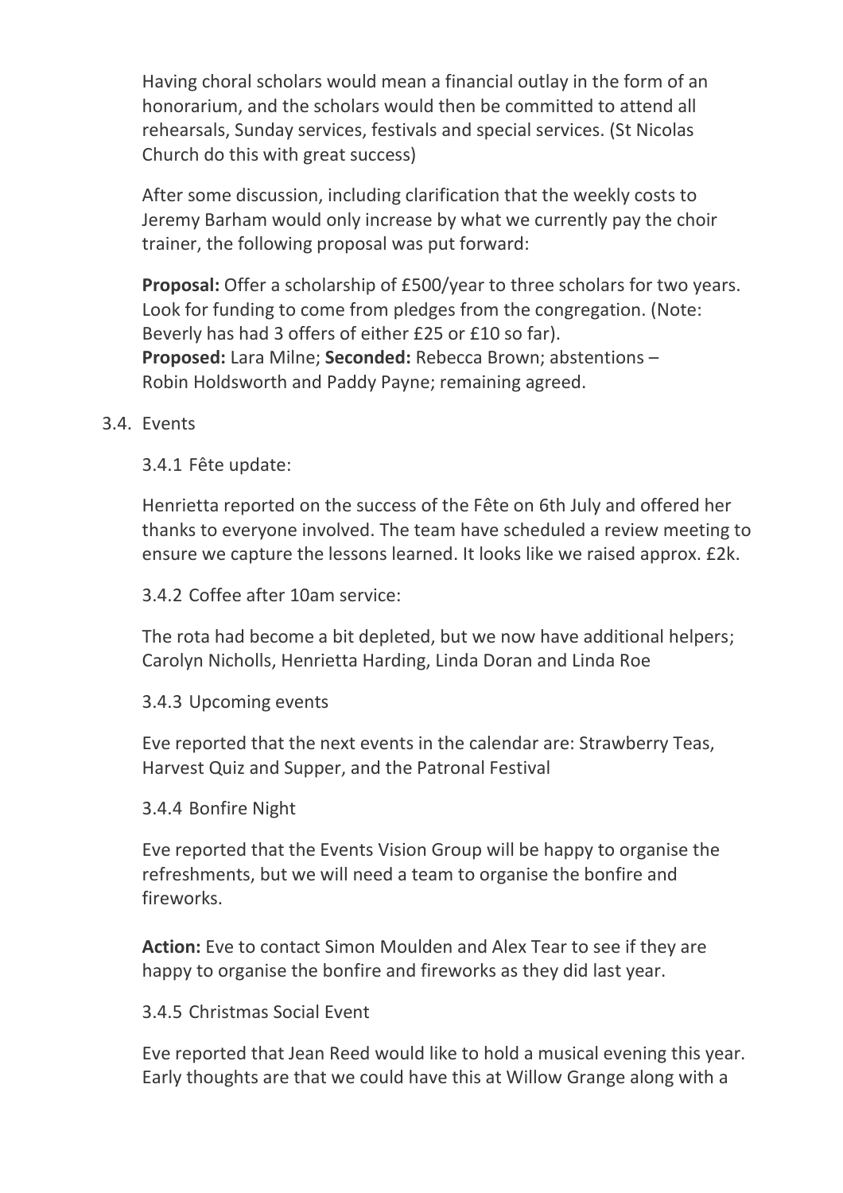Having choral scholars would mean a financial outlay in the form of an honorarium, and the scholars would then be committed to attend all rehearsals, Sunday services, festivals and special services. (St Nicolas Church do this with great success)

After some discussion, including clarification that the weekly costs to Jeremy Barham would only increase by what we currently pay the choir trainer, the following proposal was put forward:

**Proposal:** Offer a scholarship of £500/year to three scholars for two years. Look for funding to come from pledges from the congregation. (Note: Beverly has had 3 offers of either £25 or £10 so far).
**Proposed:** Lara Milne; **Seconded:** Rebecca Brown; abstentions – Robin Holdsworth and Paddy Payne; remaining agreed.

3.4. Events

3.4.1 Fête update:

Henrietta reported on the success of the Fête on 6th July and offered her thanks to everyone involved. The team have scheduled a review meeting to ensure we capture the lessons learned. It looks like we raised approx. £2k.

3.4.2 Coffee after 10am service:

The rota had become a bit depleted, but we now have additional helpers; Carolyn Nicholls, Henrietta Harding, Linda Doran and Linda Roe

3.4.3 Upcoming events

Eve reported that the next events in the calendar are: Strawberry Teas, Harvest Quiz and Supper, and the Patronal Festival

3.4.4 Bonfire Night

Eve reported that the Events Vision Group will be happy to organise the refreshments, but we will need a team to organise the bonfire and fireworks.

**Action:** Eve to contact Simon Moulden and Alex Tear to see if they are happy to organise the bonfire and fireworks as they did last year.

3.4.5 Christmas Social Event

Eve reported that Jean Reed would like to hold a musical evening this year. Early thoughts are that we could have this at Willow Grange along with a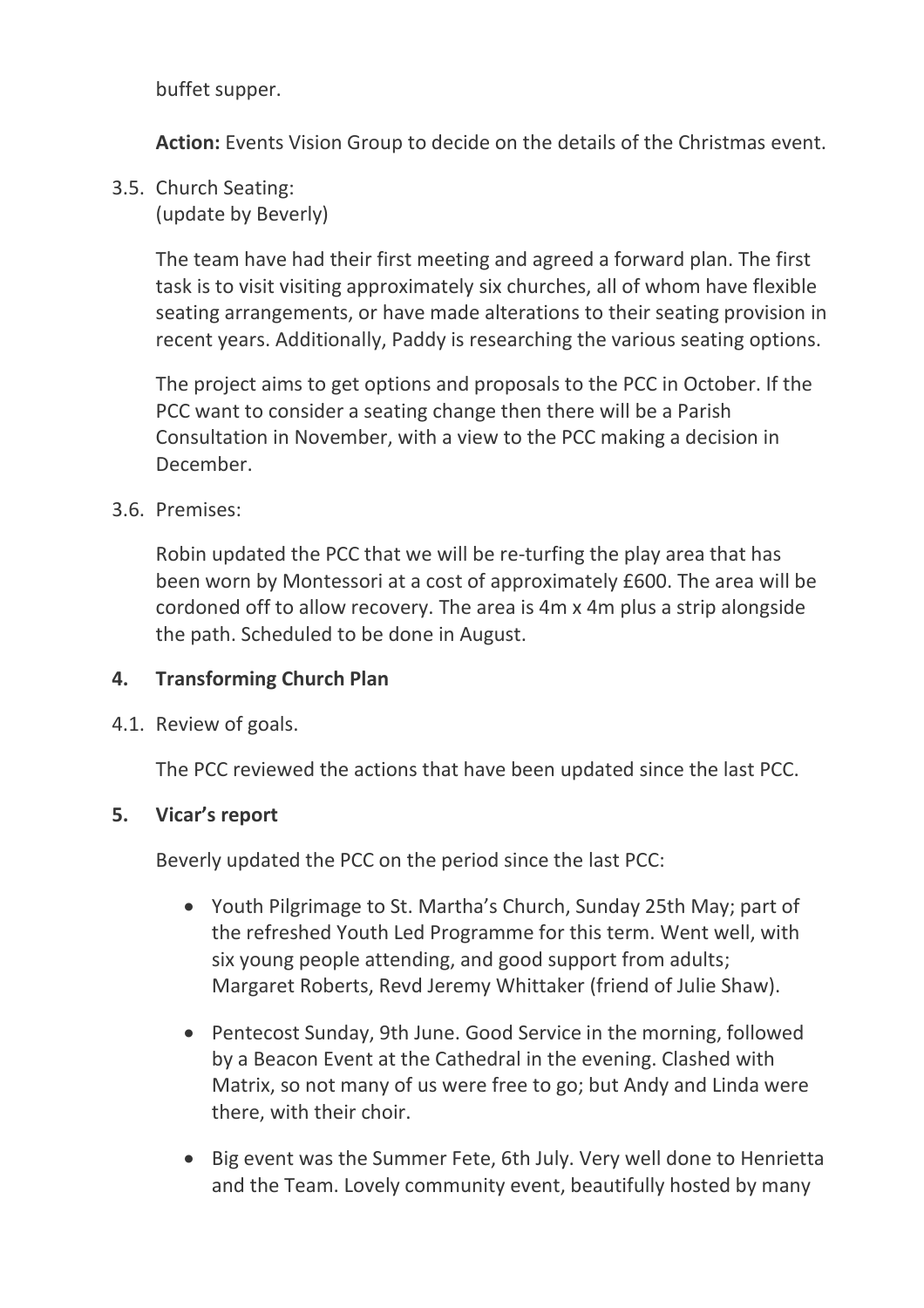buffet supper.

**Action:** Events Vision Group to decide on the details of the Christmas event.

3.5. Church Seating:
(update by Beverly)

The team have had their first meeting and agreed a forward plan. The first task is to visit visiting approximately six churches, all of whom have flexible seating arrangements, or have made alterations to their seating provision in recent years. Additionally, Paddy is researching the various seating options.

The project aims to get options and proposals to the PCC in October. If the PCC want to consider a seating change then there will be a Parish Consultation in November, with a view to the PCC making a decision in December.

3.6. Premises:

Robin updated the PCC that we will be re-turfing the play area that has been worn by Montessori at a cost of approximately £600. The area will be cordoned off to allow recovery. The area is 4m x 4m plus a strip alongside the path. Scheduled to be done in August.

## 4. Transforming Church Plan

4.1. Review of goals.

The PCC reviewed the actions that have been updated since the last PCC.

## 5. Vicar's report

Beverly updated the PCC on the period since the last PCC:

- Youth Pilgrimage to St. Martha's Church, Sunday 25th May; part of the refreshed Youth Led Programme for this term. Went well, with six young people attending, and good support from adults; Margaret Roberts, Revd Jeremy Whittaker (friend of Julie Shaw).
- Pentecost Sunday, 9th June. Good Service in the morning, followed by a Beacon Event at the Cathedral in the evening. Clashed with Matrix, so not many of us were free to go; but Andy and Linda were there, with their choir.
- Big event was the Summer Fete, 6th July. Very well done to Henrietta and the Team. Lovely community event, beautifully hosted by many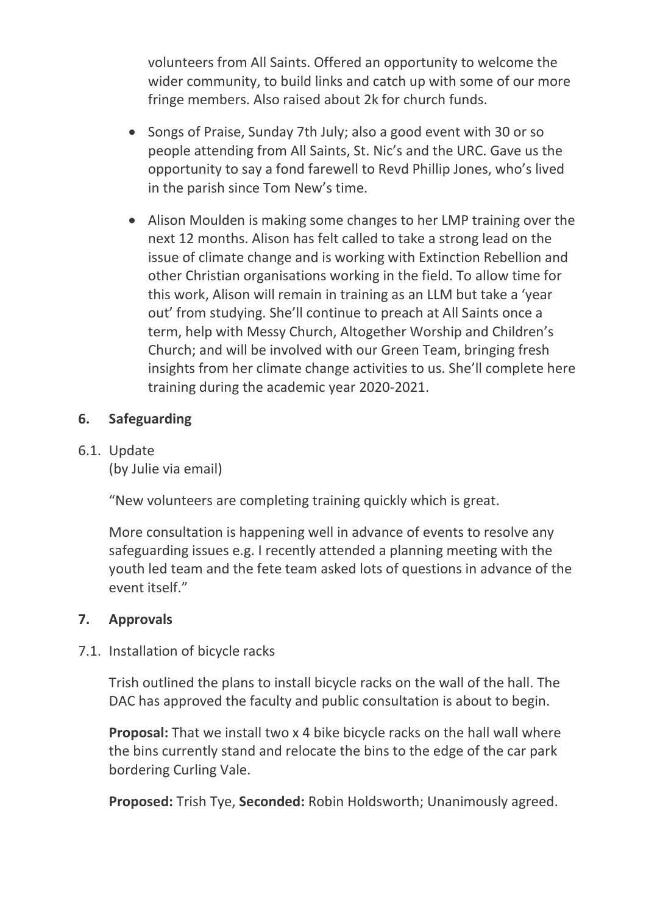volunteers from All Saints. Offered an opportunity to welcome the wider community, to build links and catch up with some of our more fringe members. Also raised about 2k for church funds.

- Songs of Praise, Sunday 7th July; also a good event with 30 or so people attending from All Saints, St. Nic's and the URC. Gave us the opportunity to say a fond farewell to Revd Phillip Jones, who's lived in the parish since Tom New's time.

- Alison Moulden is making some changes to her LMP training over the next 12 months. Alison has felt called to take a strong lead on the issue of climate change and is working with Extinction Rebellion and other Christian organisations working in the field. To allow time for this work, Alison will remain in training as an LLM but take a 'year out' from studying. She'll continue to preach at All Saints once a term, help with Messy Church, Altogether Worship and Children's Church; and will be involved with our Green Team, bringing fresh insights from her climate change activities to us. She'll complete here training during the academic year 2020-2021.

## 6. Safeguarding

6.1. Update
(by Julie via email)

"New volunteers are completing training quickly which is great.

More consultation is happening well in advance of events to resolve any safeguarding issues e.g. I recently attended a planning meeting with the youth led team and the fete team asked lots of questions in advance of the event itself."

## 7. Approvals

7.1. Installation of bicycle racks

Trish outlined the plans to install bicycle racks on the wall of the hall. The DAC has approved the faculty and public consultation is about to begin.

**Proposal:** That we install two x 4 bike bicycle racks on the hall wall where the bins currently stand and relocate the bins to the edge of the car park bordering Curling Vale.

**Proposed:** Trish Tye, **Seconded:** Robin Holdsworth; Unanimously agreed.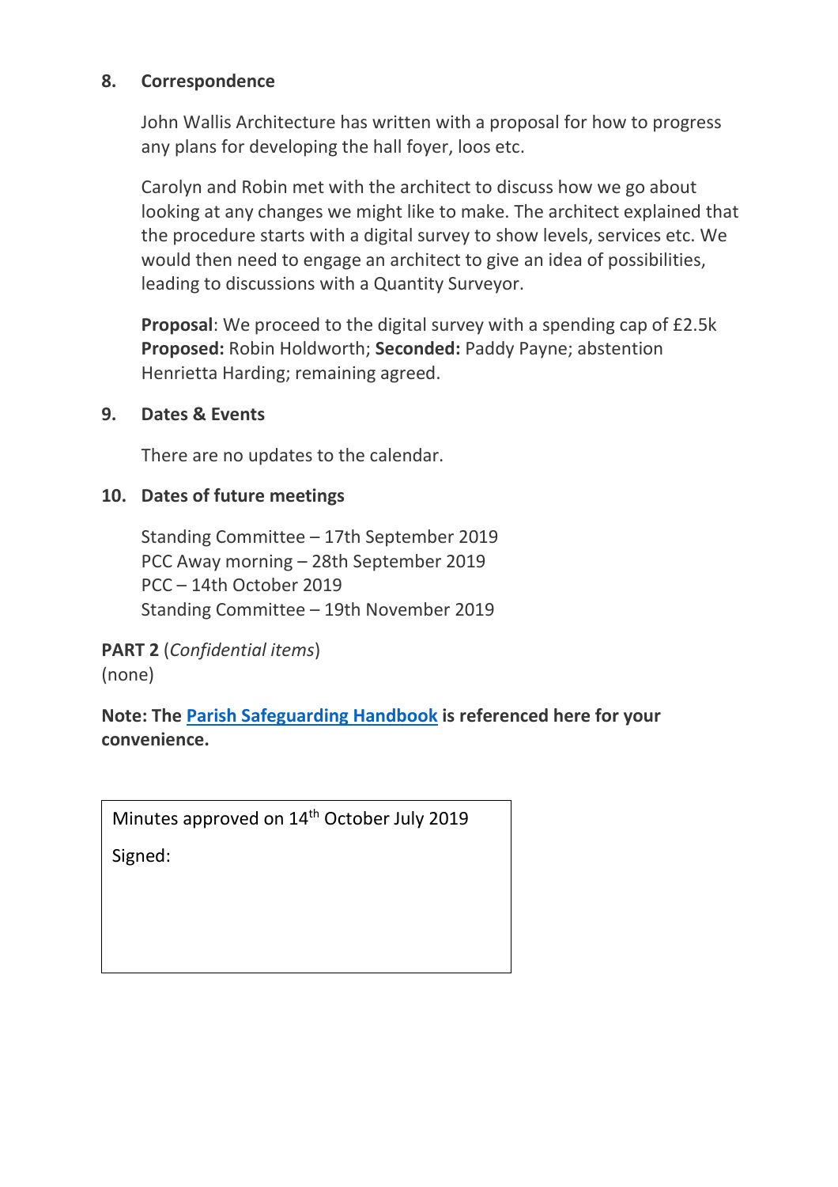## 8. Correspondence

John Wallis Architecture has written with a proposal for how to progress any plans for developing the hall foyer, loos etc.

Carolyn and Robin met with the architect to discuss how we go about looking at any changes we might like to make. The architect explained that the procedure starts with a digital survey to show levels, services etc. We would then need to engage an architect to give an idea of possibilities, leading to discussions with a Quantity Surveyor.

**Proposal**: We proceed to the digital survey with a spending cap of £2.5k
**Proposed:** Robin Holdworth; **Seconded:** Paddy Payne; abstention Henrietta Harding; remaining agreed.

## 9. Dates & Events

There are no updates to the calendar.

## 10. Dates of future meetings

Standing Committee – 17th September 2019
PCC Away morning – 28th September 2019
PCC – 14th October 2019
Standing Committee – 19th November 2019

**PART 2** (*Confidential items*)
(none)

**Note: The Parish Safeguarding Handbook is referenced here for your convenience.**

Minutes approved on 14th October July 2019

Signed: